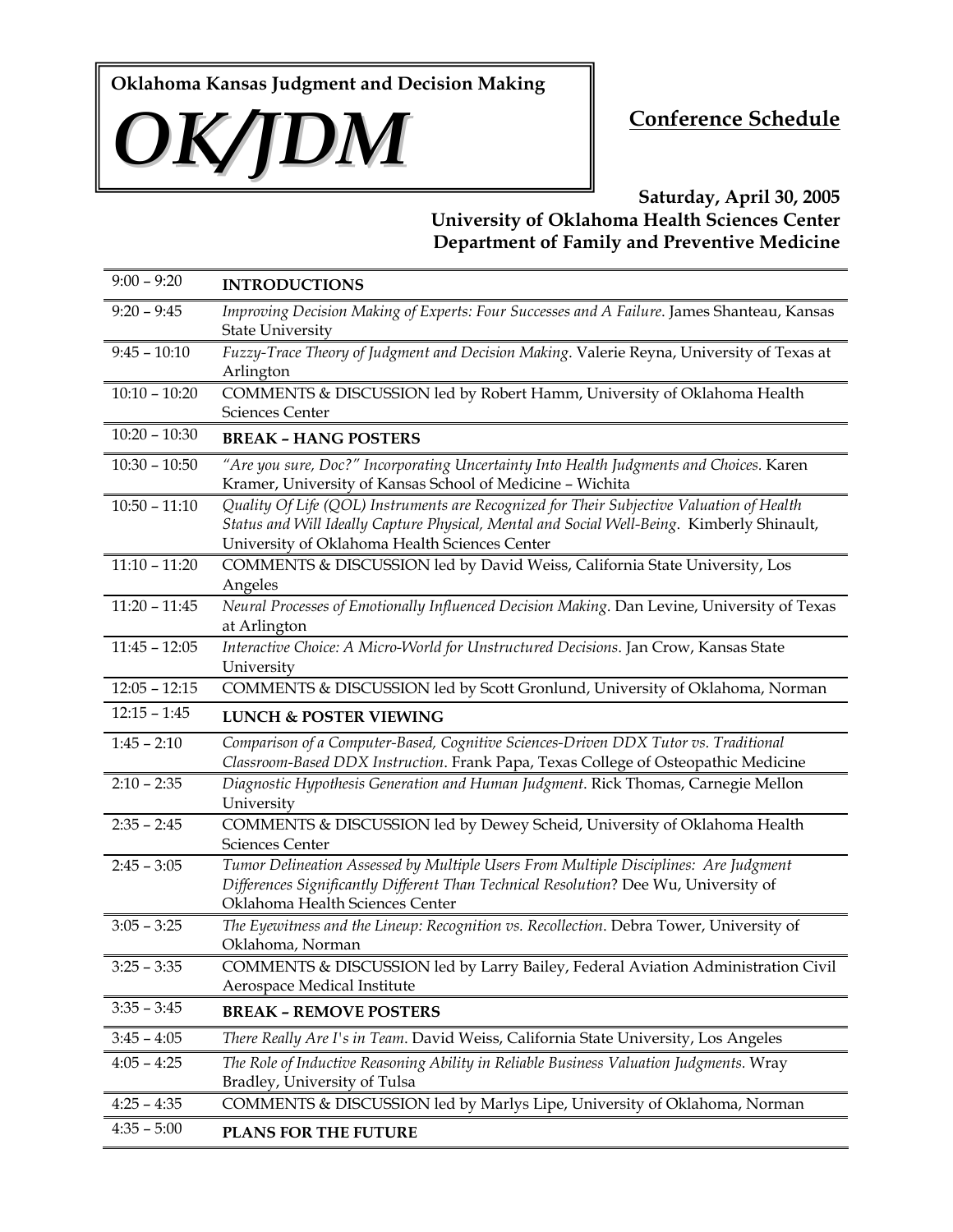**Oklahoma Kansas Judgment and Decision Making**

# *OK/JDM*

## Conference Schedule

**Saturday, April 30, 2005**
**University of Oklahoma Health Sciences Center**
**Department of Family and Preventive Medicine**

| | |
|---|---|
| 9:00 – 9:20 | **INTRODUCTIONS** |
| 9:20 – 9:45 | *Improving Decision Making of Experts: Four Successes and A Failure.* James Shanteau, Kansas State University |
| 9:45 – 10:10 | *Fuzzy-Trace Theory of Judgment and Decision Making.* Valerie Reyna, University of Texas at Arlington |
| 10:10 – 10:20 | COMMENTS & DISCUSSION led by Robert Hamm, University of Oklahoma Health Sciences Center |
| 10:20 – 10:30 | **BREAK – HANG POSTERS** |
| 10:30 – 10:50 | *"Are you sure, Doc?" Incorporating Uncertainty Into Health Judgments and Choices.* Karen Kramer, University of Kansas School of Medicine – Wichita |
| 10:50 – 11:10 | *Quality Of Life (QOL) Instruments are Recognized for Their Subjective Valuation of Health Status and Will Ideally Capture Physical, Mental and Social Well-Being.* Kimberly Shinault, University of Oklahoma Health Sciences Center |
| 11:10 – 11:20 | COMMENTS & DISCUSSION led by David Weiss, California State University, Los Angeles |
| 11:20 – 11:45 | *Neural Processes of Emotionally Influenced Decision Making.* Dan Levine, University of Texas at Arlington |
| 11:45 – 12:05 | *Interactive Choice: A Micro-World for Unstructured Decisions.* Jan Crow, Kansas State University |
| 12:05 – 12:15 | COMMENTS & DISCUSSION led by Scott Gronlund, University of Oklahoma, Norman |
| 12:15 – 1:45 | **LUNCH & POSTER VIEWING** |
| 1:45 – 2:10 | *Comparison of a Computer-Based, Cognitive Sciences-Driven DDX Tutor vs. Traditional Classroom-Based DDX Instruction.* Frank Papa, Texas College of Osteopathic Medicine |
| 2:10 – 2:35 | *Diagnostic Hypothesis Generation and Human Judgment.* Rick Thomas, Carnegie Mellon University |
| 2:35 – 2:45 | COMMENTS & DISCUSSION led by Dewey Scheid, University of Oklahoma Health Sciences Center |
| 2:45 – 3:05 | *Tumor Delineation Assessed by Multiple Users From Multiple Disciplines: Are Judgment Differences Significantly Different Than Technical Resolution*? Dee Wu, University of Oklahoma Health Sciences Center |
| 3:05 – 3:25 | *The Eyewitness and the Lineup: Recognition vs. Recollection.* Debra Tower, University of Oklahoma, Norman |
| 3:25 – 3:35 | COMMENTS & DISCUSSION led by Larry Bailey, Federal Aviation Administration Civil Aerospace Medical Institute |
| 3:35 – 3:45 | **BREAK – REMOVE POSTERS** |
| 3:45 – 4:05 | *There Really Are I's in Team.* David Weiss, California State University, Los Angeles |
| 4:05 – 4:25 | *The Role of Inductive Reasoning Ability in Reliable Business Valuation Judgments.* Wray Bradley, University of Tulsa |
| 4:25 – 4:35 | COMMENTS & DISCUSSION led by Marlys Lipe, University of Oklahoma, Norman |
| 4:35 – 5:00 | **PLANS FOR THE FUTURE** |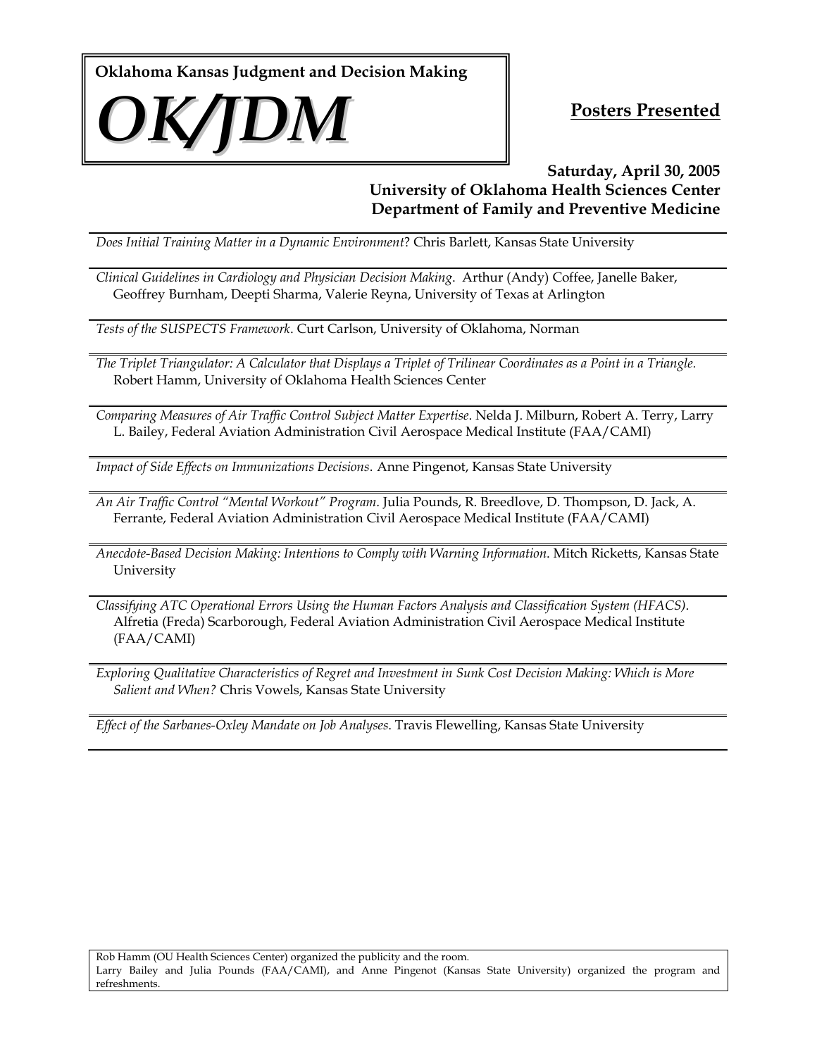**Oklahoma Kansas Judgment and Decision Making**

# *OK/JDM*

## Posters Presented

**Saturday, April 30, 2005**
**University of Oklahoma Health Sciences Center**
**Department of Family and Preventive Medicine**

---

*Does Initial Training Matter in a Dynamic Environment*? Chris Barlett, Kansas State University

---

*Clinical Guidelines in Cardiology and Physician Decision Making*. Arthur (Andy) Coffee, Janelle Baker, Geoffrey Burnham, Deepti Sharma, Valerie Reyna, University of Texas at Arlington

---

*Tests of the SUSPECTS Framework*. Curt Carlson, University of Oklahoma, Norman

---

*The Triplet Triangulator: A Calculator that Displays a Triplet of Trilinear Coordinates as a Point in a Triangle.* Robert Hamm, University of Oklahoma Health Sciences Center

---

*Comparing Measures of Air Traffic Control Subject Matter Expertise.* Nelda J. Milburn, Robert A. Terry, Larry L. Bailey, Federal Aviation Administration Civil Aerospace Medical Institute (FAA/CAMI)

---

*Impact of Side Effects on Immunizations Decisions*. Anne Pingenot, Kansas State University

---

*An Air Traffic Control "Mental Workout" Program.* Julia Pounds, R. Breedlove, D. Thompson, D. Jack, A. Ferrante, Federal Aviation Administration Civil Aerospace Medical Institute (FAA/CAMI)

---

*Anecdote-Based Decision Making: Intentions to Comply with Warning Information*. Mitch Ricketts, Kansas State University

---

*Classifying ATC Operational Errors Using the Human Factors Analysis and Classification System (HFACS)*. Alfretia (Freda) Scarborough, Federal Aviation Administration Civil Aerospace Medical Institute (FAA/CAMI)

---

*Exploring Qualitative Characteristics of Regret and Investment in Sunk Cost Decision Making: Which is More Salient and When?* Chris Vowels, Kansas State University

---

*Effect of the Sarbanes-Oxley Mandate on Job Analyses*. Travis Flewelling, Kansas State University

---

Rob Hamm (OU Health Sciences Center) organized the publicity and the room.
Larry Bailey and Julia Pounds (FAA/CAMI), and Anne Pingenot (Kansas State University) organized the program and refreshments.